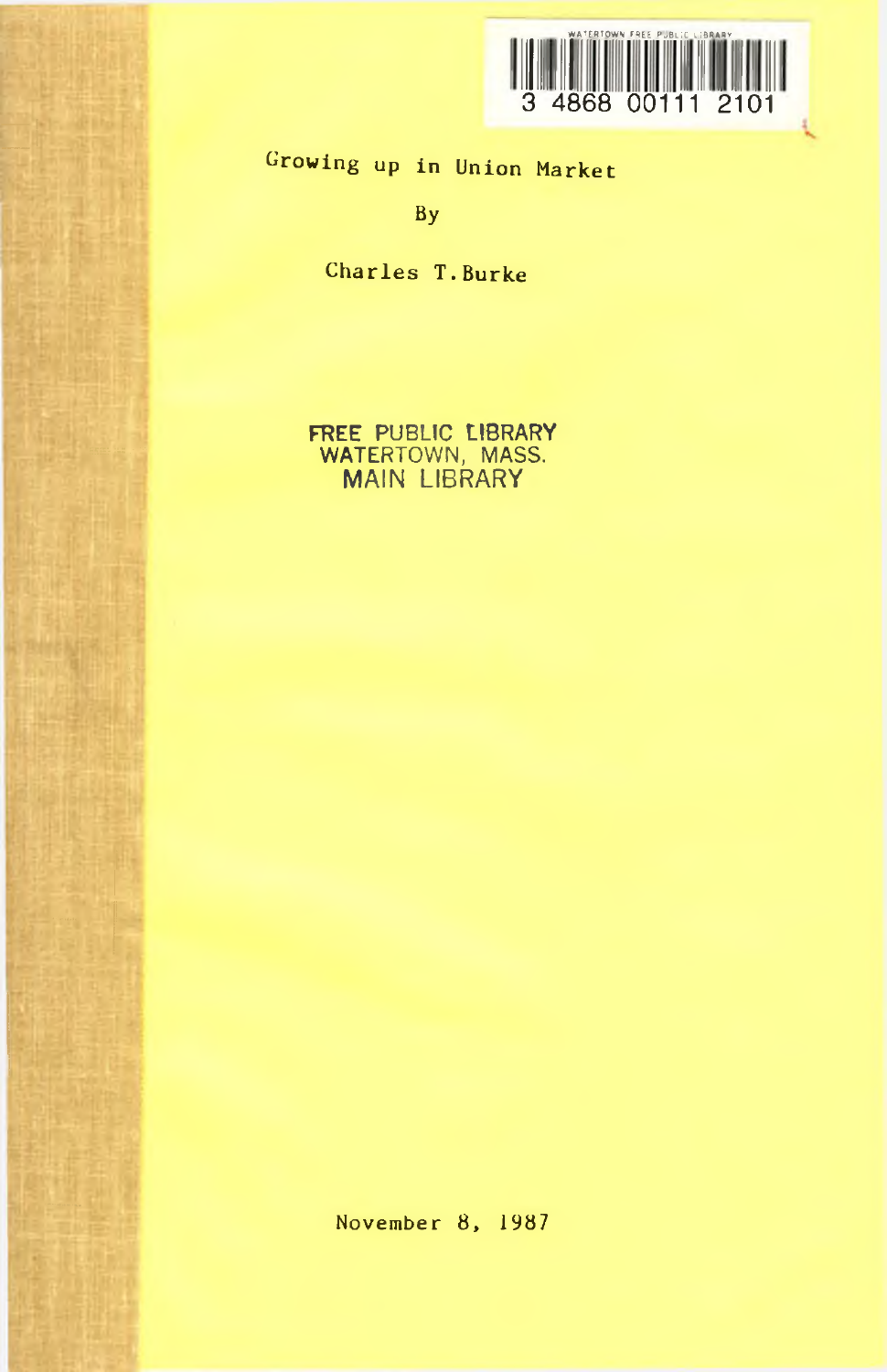# Growing up in Union Market

By

Charles T. Burke

FREE PUBLIC LIBRARY
WATERTOWN, MASS.
MAIN LIBRARY

November 8, 1987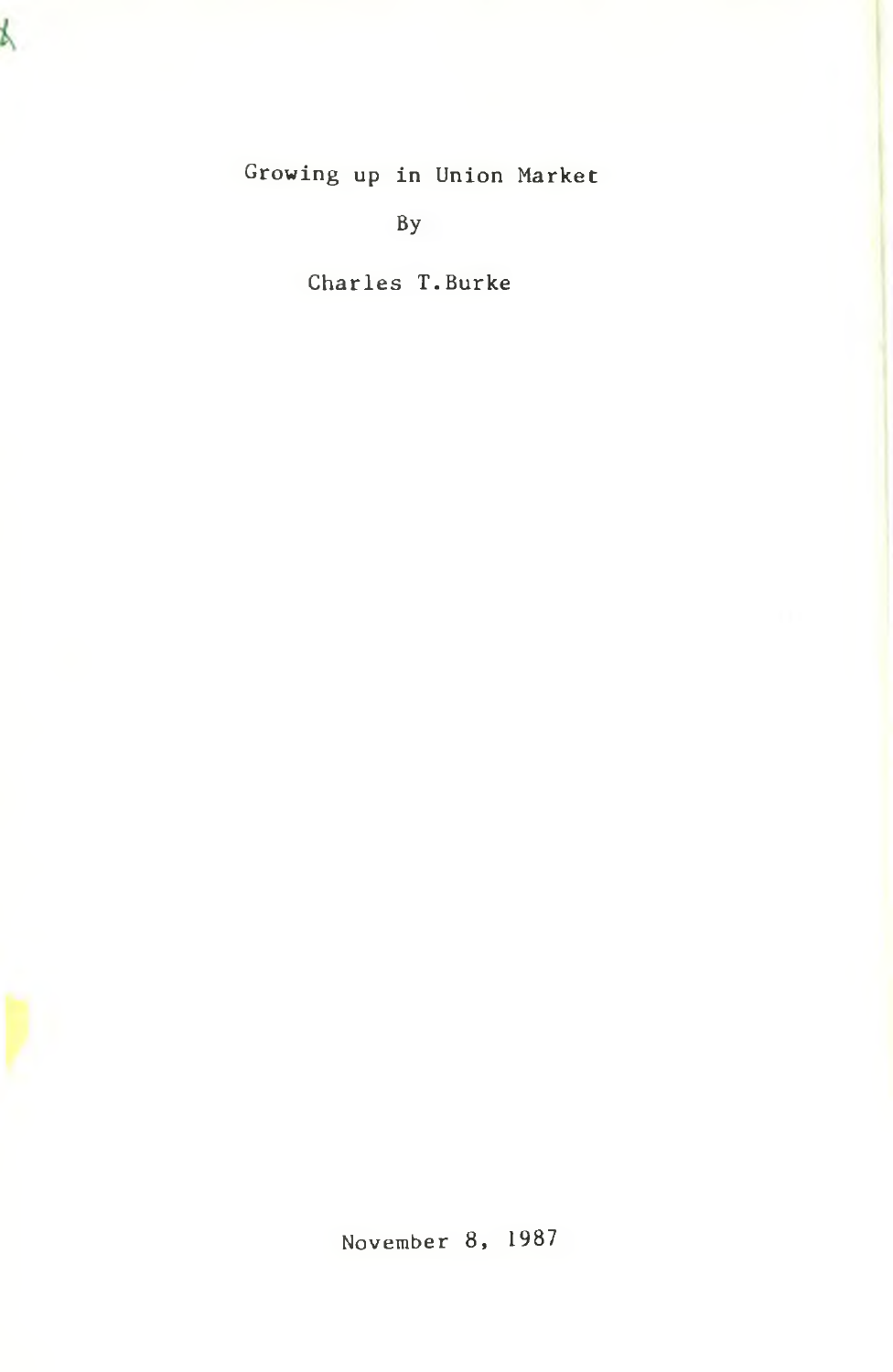# Growing up in Union Market

By

Charles T.Burke

November 8, 1987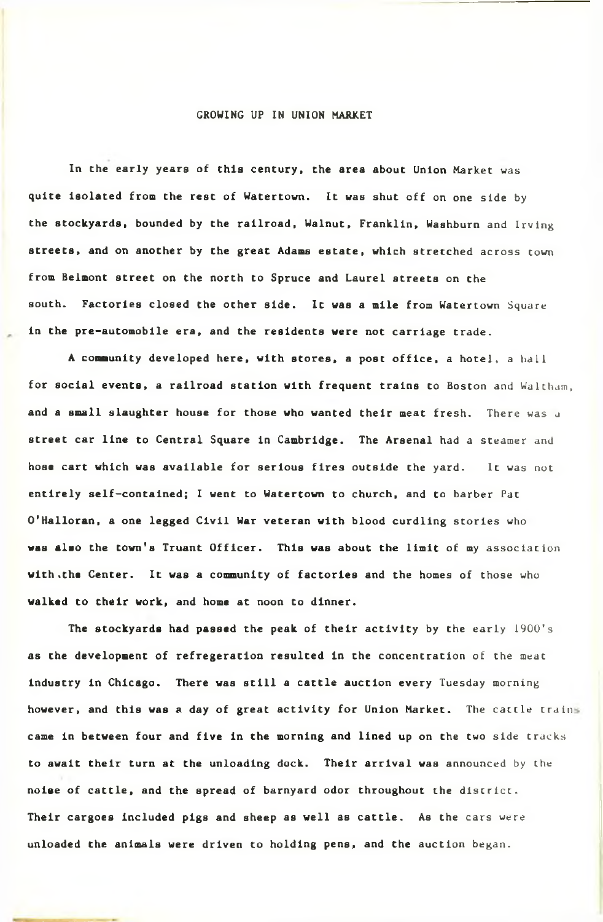# GROWING UP IN UNION MARKET

In the early years of this century, the area about Union Market was quite isolated from the rest of Watertown. It was shut off on one side by the stockyards, bounded by the railroad, Walnut, Franklin, Washburn and Irving streets, and on another by the great Adams estate, which stretched across town from Belmont street on the north to Spruce and Laurel streets on the south. Factories closed the other side. It was a mile from Watertown Square in the pre-automobile era, and the residents were not carriage trade.

A community developed here, with stores, a post office, a hotel, a hall for social events, a railroad station with frequent trains to Boston and Waltham, and a small slaughter house for those who wanted their meat fresh. There was a street car line to Central Square in Cambridge. The Arsenal had a steamer and hose cart which was available for serious fires outside the yard. It was not entirely self-contained; I went to Watertown to church, and to barber Pat O'Halloran, a one legged Civil War veteran with blood curdling stories who was also the town's Truant Officer. This was about the limit of my association with the Center. It was a community of factories and the homes of those who walked to their work, and home at noon to dinner.

The stockyards had passed the peak of their activity by the early 1900's as the development of refregeration resulted in the concentration of the meat industry in Chicago. There was still a cattle auction every Tuesday morning however, and this was a day of great activity for Union Market. The cattle trains came in between four and five in the morning and lined up on the two side tracks to await their turn at the unloading dock. Their arrival was announced by the noise of cattle, and the spread of barnyard odor throughout the district. Their cargoes included pigs and sheep as well as cattle. As the cars were unloaded the animals were driven to holding pens, and the auction began.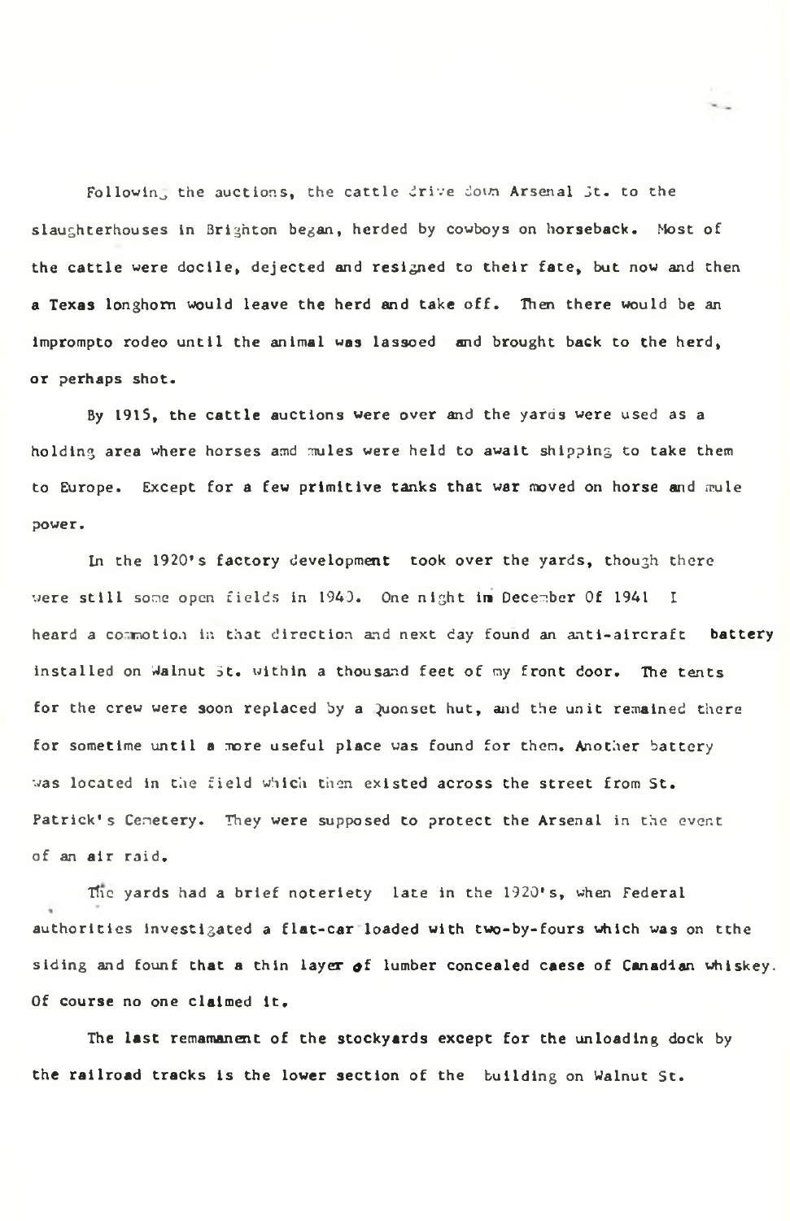Following the auctions, the cattle drive down Arsenal St. to the slaughterhouses in Brighton began, herded by cowboys on horseback. Most of the cattle were docile, dejected and resigned to their fate, but now and then a Texas longhorn would leave the herd and take off. Then there would be an impromptu rodeo until the animal was lassoed and brought back to the herd, or perhaps shot.

By 1915, the cattle auctions were over and the yards were used as a holding area where horses amd mules were held to await shipping to take them to Europe. Except for a few primitive tanks that war moved on horse and mule power.

In the 1920's factory development took over the yards, though there were still some open fields in 1940. One night in December Of 1941 I heard a commotion in that direction and next day found an anti-aircraft battery installed on Walnut St. within a thousand feet of my front door. The tents for the crew were soon replaced by a Quonset hut, and the unit remained there for sometime until a more useful place was found for them. Another battery was located in the field which then existed across the street from St. Patrick's Cemetery. They were supposed to protect the Arsenal in the event of an air raid.

The yards had a brief noteriety late in the 1920's, when Federal authorities investigated a flat-car loaded with two-by-fours which was on tthe siding and founf that a thin layer of lumber concealed caese of Canadian whiskey. Of course no one claimed it.

The last remamanent of the stockyards except for the unloading dock by the railroad tracks is the lower section of the building on Walnut St.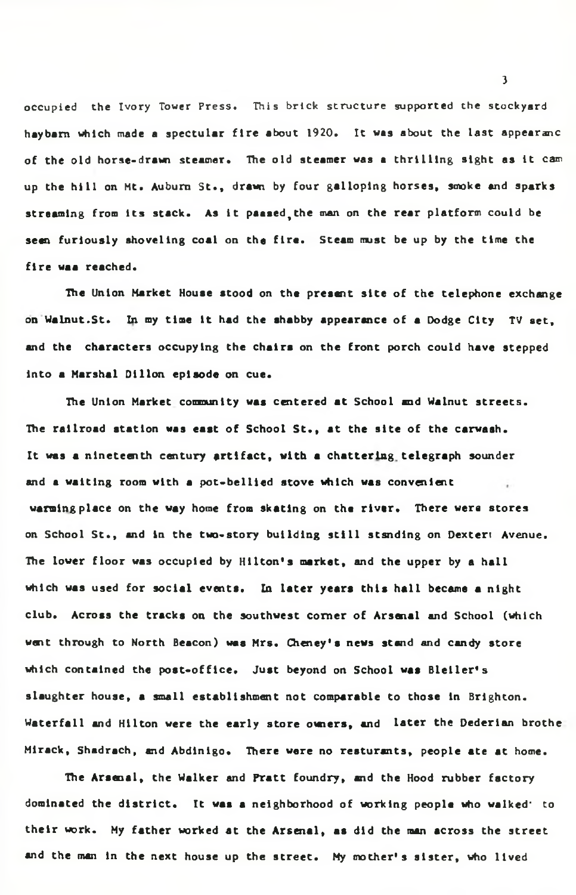occupied the Ivory Tower Press. This brick structure supported the stockyard haybarn which made a spectular fire about 1920. It was about the last appearanc of the old horse-drawn steamer. The old steamer was a thrilling sight as it cam up the hill on Mt. Auburn St., drawn by four galloping horses, smoke and sparks streaming from its stack. As it passed, the man on the rear platform could be seen furiously shoveling coal on the fire. Steam must be up by the time the fire was reached.

The Union Market House stood on the present site of the telephone exchange on Walnut.St. In my time it had the shabby appearance of a Dodge City TV set, and the characters occupying the chairs on the front porch could have stepped into a Marshal Dillon episode on cue.

The Union Market community was centered at School and Walnut streets. The railroad station was east of School St., at the site of the carwash. It was a nineteenth century artifact, with a chattering telegraph sounder and a waiting room with a pot-bellied stove which was convenient warming place on the way home from skating on the river. There were stores on School St., and in the two-story building still standing on Dextert Avenue. The lower floor was occupied by Hilton's market, and the upper by a hall which was used for social events. In later years this hall became a night club. Across the tracks on the southwest corner of Arsenal and School (which went through to North Beacon) was Mrs. Cheney's news stand and candy store which contained the post-office. Just beyond on School was Bleiler's slaughter house, a small establishment not comparable to those in Brighton. Waterfall and Hilton were the early store owners, and later the Dederian brothe Mirack, Shadrach, and Abdinigo. There were no resturants, people ate at home.

The Arsenal, the Walker and Pratt foundry, and the Hood rubber factory dominated the district. It was a neighborhood of working people who walked to their work. My father worked at the Arsenal, as did the man across the street and the man in the next house up the street. My mother's sister, who lived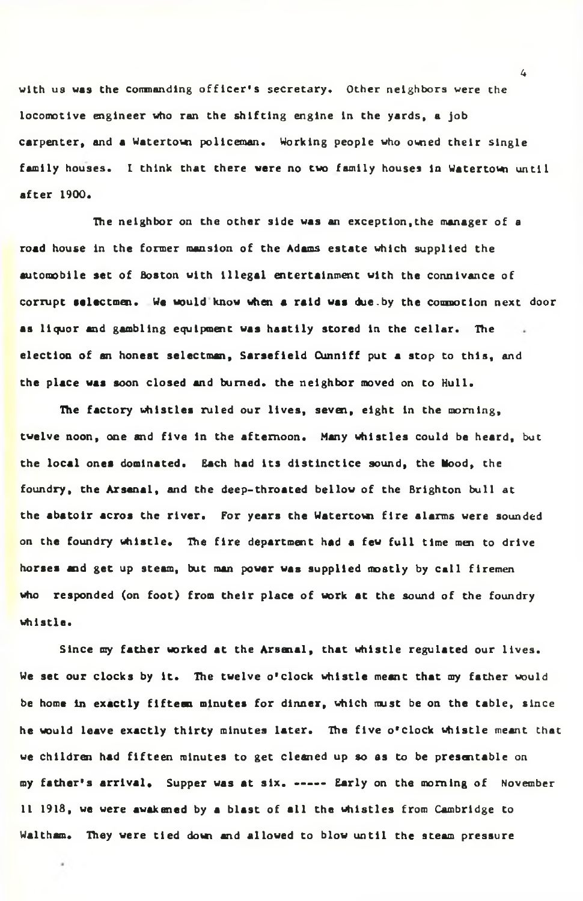with us was the commanding officer's secretary. Other neighbors were the locomotive engineer who ran the shifting engine in the yards, a job carpenter, and a Watertown policeman. Working people who owned their single family houses. I think that there were no two family houses in Watertown until after 1900.

The neighbor on the other side was an exception,the manager of a road house in the former mansion of the Adams estate which supplied the automobile set of Boston with illegal entertainment with the connivance of corrupt selectmen. We would know when a raid was due.by the commotion next door as liquor and gambling equipment was hastily stored in the cellar. The election of an honest selectman, Sarsefield Cunniff put a stop to this, and the place was soon closed and burned. the neighbor moved on to Hull.

The factory whistles ruled our lives, seven, eight in the morning, twelve noon, one and five in the afternoon. Many whistles could be heard, but the local ones dominated. Each had its distinctice sound, the Hood, the foundry, the Arsenal, and the deep-throated bellow of the Brighton bull at the abatoir acros the river. For years the Watertown fire alarms were sounded on the foundry whistle. The fire department had a few full time men to drive horses and get up steam, but man power was supplied mostly by call firemen who responded (on foot) from their place of work at the sound of the foundry whistle.

Since my father worked at the Arsenal, that whistle regulated our lives. We set our clocks by it. The twelve o'clock whistle meant that my father would be home in exactly fifteen minutes for dinner, which must be on the table, since he would leave exactly thirty minutes later. The five o'clock whistle meant that we children had fifteen minutes to get cleaned up so as to be presentable on my father's arrival. Supper was at six. ----- Early on the morning of November 11 1918, we were awakened by a blast of all the whistles from Cambridge to Waltham. They were tied down and allowed to blow until the steam pressure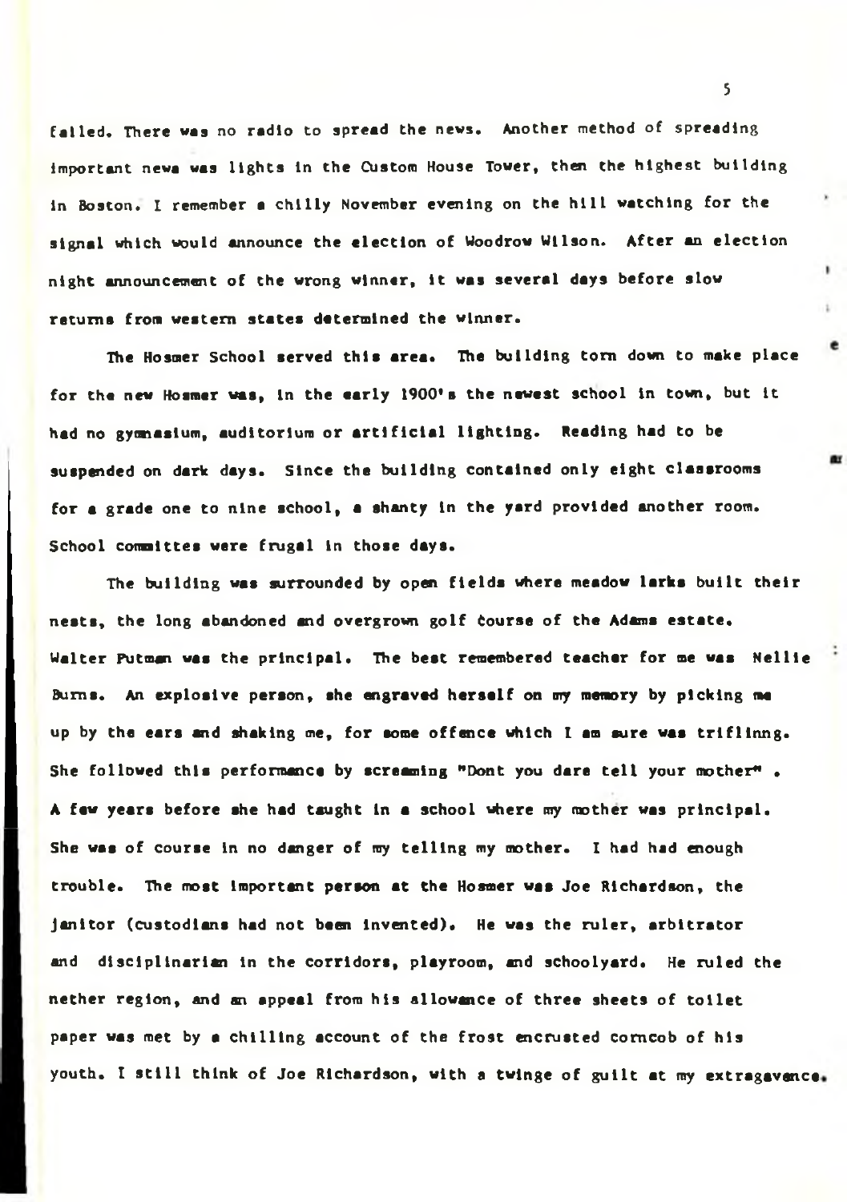failed. There was no radio to spread the news. Another method of spreading important news was lights in the Custom House Tower, then the highest building in Boston. I remember a chilly November evening on the hill watching for the signal which would announce the election of Woodrow Wilson. After an election night announcement of the wrong winner, it was several days before slow returns from western states determined the winner.

The Hosmer School served this area. The building torn down to make place for the new Hosmer was, in the early 1900's the newest school in town, but it had no gymnasium, auditorium or artificial lighting. Reading had to be suspended on dark days. Since the building contained only eight classrooms for a grade one to nine school, a shanty in the yard provided another room. School committes were frugal in those days.

The building was surrounded by open fields where meadow larks built their nests, the long abandoned and overgrown golf course of the Adams estate. Walter Putman was the principal. The best remembered teacher for me was Nellie Burns. An explosive person, she engraved herself on my memory by picking me up by the ears and shaking me, for some offence which I am sure was triflinng. She followed this performance by screaming "Dont you dare tell your mother" . A few years before she had taught in a school where my mother was principal. She was of course in no danger of my telling my mother. I had had enough trouble. The most important person at the Hosmer was Joe Richardson, the janitor (custodians had not been invented). He was the ruler, arbitrator and disciplinarian in the corridors, playroom, and schoolyard. He ruled the nether region, and an appeal from his allowance of three sheets of toilet paper was met by a chilling account of the frost encrusted corncob of his youth. I still think of Joe Richardson, with a twinge of guilt at my extragavence.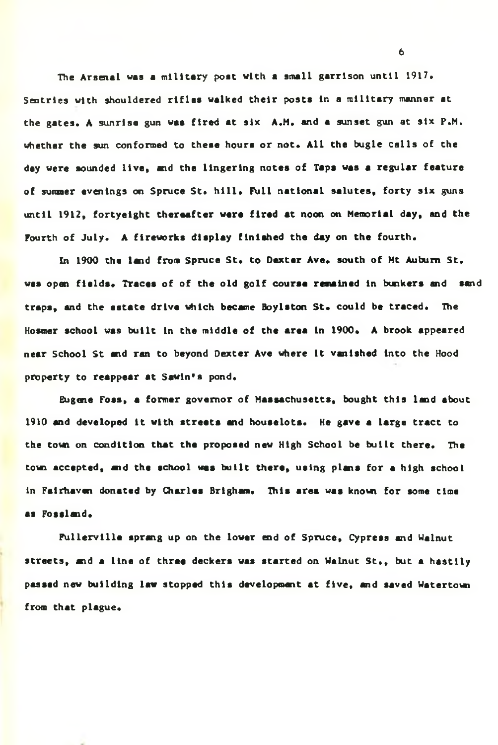The Arsenal was a military post with a small garrison until 1917. Sentries with shouldered rifles walked their posts in a military manner at the gates. A sunrise gun was fired at six A.M. and a sunset gun at six P.M. whether the sun conformed to these hours or not. All the bugle calls of the day were sounded live, and the lingering notes of Taps was a regular feature of summer evenings on Spruce St. hill. Full national salutes, forty six guns until 1912, fortyeight thereafter were fired at noon on Memorial day, and the Fourth of July. A fireworks display finished the day on the fourth.

In 1900 the land from Spruce St. to Dexter Ave. south of Mt Auburn St. was open fields. Traces of of the old golf course remained in bunkers and sand traps, and the estate drive which became Boylston St. could be traced. The Hosmer school was built in the middle of the area in 1900. A brook appeared near School St and ran to beyond Dexter Ave where it vanished into the Hood property to reappear at Sawin's pond.

Eugene Foss, a former governor of Massachusetts, bought this land about 1910 and developed it with streets and houselots. He gave a large tract to the town on condition that the proposed new High School be built there. The town accepted, and the school was built there, using plans for a high school in Fairhaven donated by Charles Brigham. This area was known for some time as Fossland.

Fullerville sprang up on the lower end of Spruce, Cypress and Walnut streets, and a line of three deckers was started on Walnut St., but a hastily passed new building law stopped this development at five, and saved Watertown from that plague.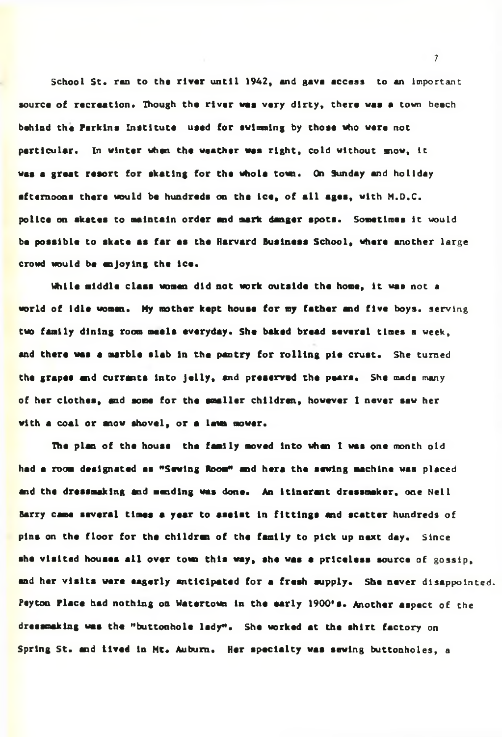School St. ran to the river until 1942, and gave access to an important source of recreation. Though the river was very dirty, there was a town beach behind the Perkins Institute used for swimming by those who were not particular. In winter when the weather was right, cold without snow, it was a great resort for skating for the whole town. On Sunday and holiday afternoons there would be hundreds on the ice, of all ages, with M.D.C. police on skates to maintain order and mark danger spots. Sometimes it would be possible to skate as far as the Harvard Business School, where another large crowd would be enjoying the ice.

While middle class women did not work outside the home, it was not a world of idle women. My mother kept house for my father and five boys. serving two family dining room meals everyday. She baked bread several times a week, and there was a marble slab in the pantry for rolling pie crust. She turned the grapes and currants into jelly, and preserved the pears. She made many of her clothes, and some for the smaller children, however I never saw her with a coal or snow shovel, or a lawn mower.

The plan of the house the family moved into when I was one month old had a room designated as "Sewing Room" and here the sewing machine was placed and the dressmaking and mending was done. An itinerant dressmaker, one Nell Barry came several times a year to assist in fittings and scatter hundreds of pins on the floor for the children of the family to pick up next day. Since she visited houses all over town this way, she was a priceless source of gossip, and her visits were eagerly anticipated for a fresh supply. She never disappointed. Peyton Place had nothing on Watertown in the early 1900's. Another aspect of the dressmaking was the "buttonhole lady". She worked at the shirt factory on Spring St. and lived in Mt. Auburn. Her specialty was sewing buttonholes, a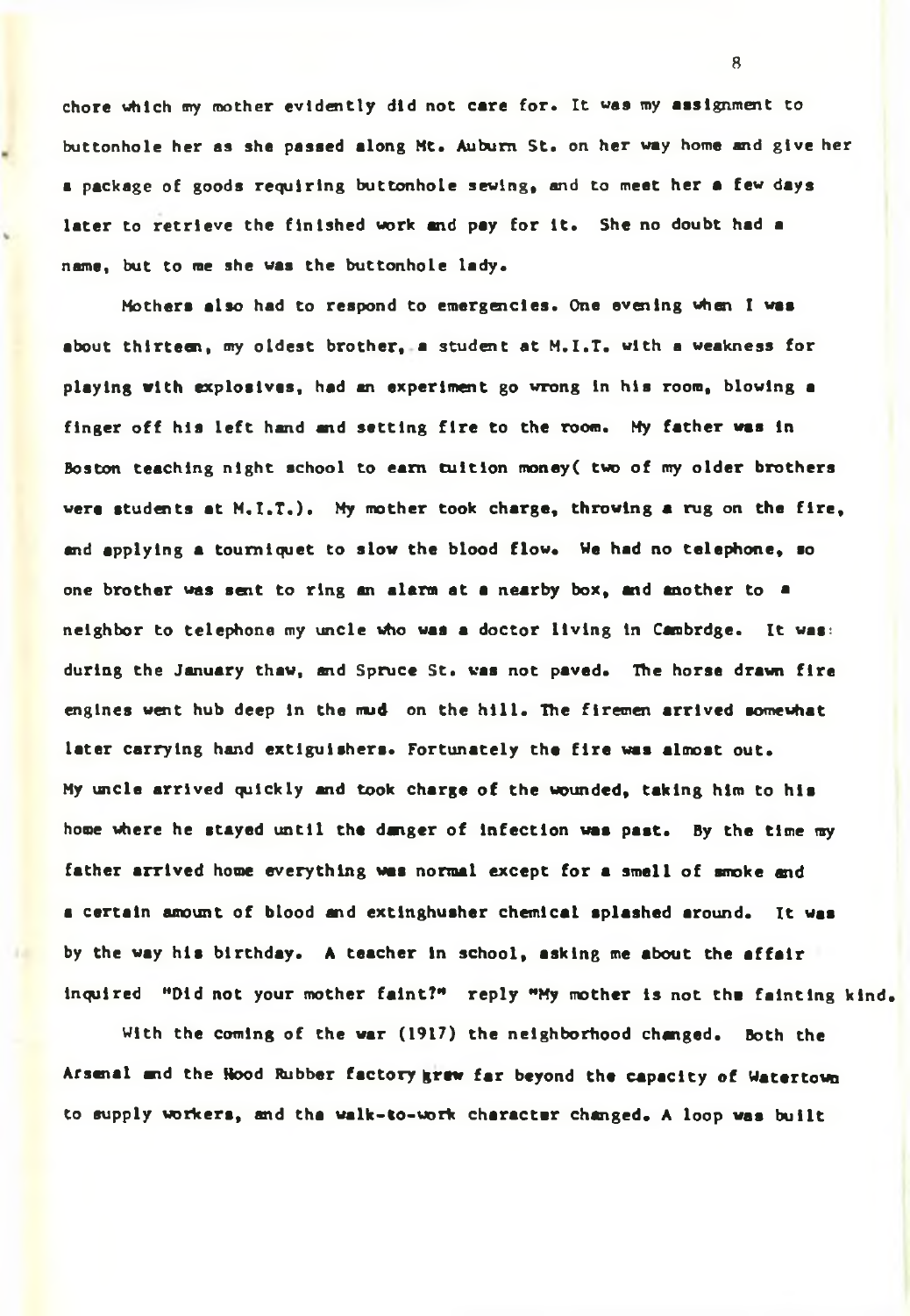chore which my mother evidently did not care for. It was my assignment to buttonhole her as she passed along Mt. Auburn St. on her way home and give her a package of goods requiring buttonhole sewing, and to meet her a few days later to retrieve the finished work and pay for it. She no doubt had a name, but to me she was the buttonhole lady.

Mothers also had to respond to emergencies. One evening when I was about thirteen, my oldest brother, a student at M.I.T. with a weakness for playing with explosives, had an experiment go wrong in his room, blowing a finger off his left hand and setting fire to the room. My father was in Boston teaching night school to earn tuition money( two of my older brothers were students at M.I.T.). My mother took charge, throwing a rug on the fire, and applying a tourniquet to slow the blood flow. We had no telephone, so one brother was sent to ring an alarm at a nearby box, and another to a neighbor to telephone my uncle who was a doctor living in Cambrdge. It was during the January thaw, and Spruce St. was not paved. The horse drawn fire engines went hub deep in the mud on the hill. The firemen arrived somewhat later carrying hand extiguishers. Fortunately the fire was almost out. My uncle arrived quickly and took charge of the wounded, taking him to his home where he stayed until the danger of infection was past. By the time my father arrived home everything was normal except for a smell of smoke and a certain amount of blood and extinghusher chemical splashed around. It was by the way his birthday. A teacher in school, asking me about the affair inquired "Did not your mother faint?" reply "My mother is not the fainting kind.

With the coming of the war (1917) the neighborhood changed. Both the Arsenal and the Hood Rubber factory grew far beyond the capacity of Watertown to supply workers, and the walk-to-work character changed. A loop was built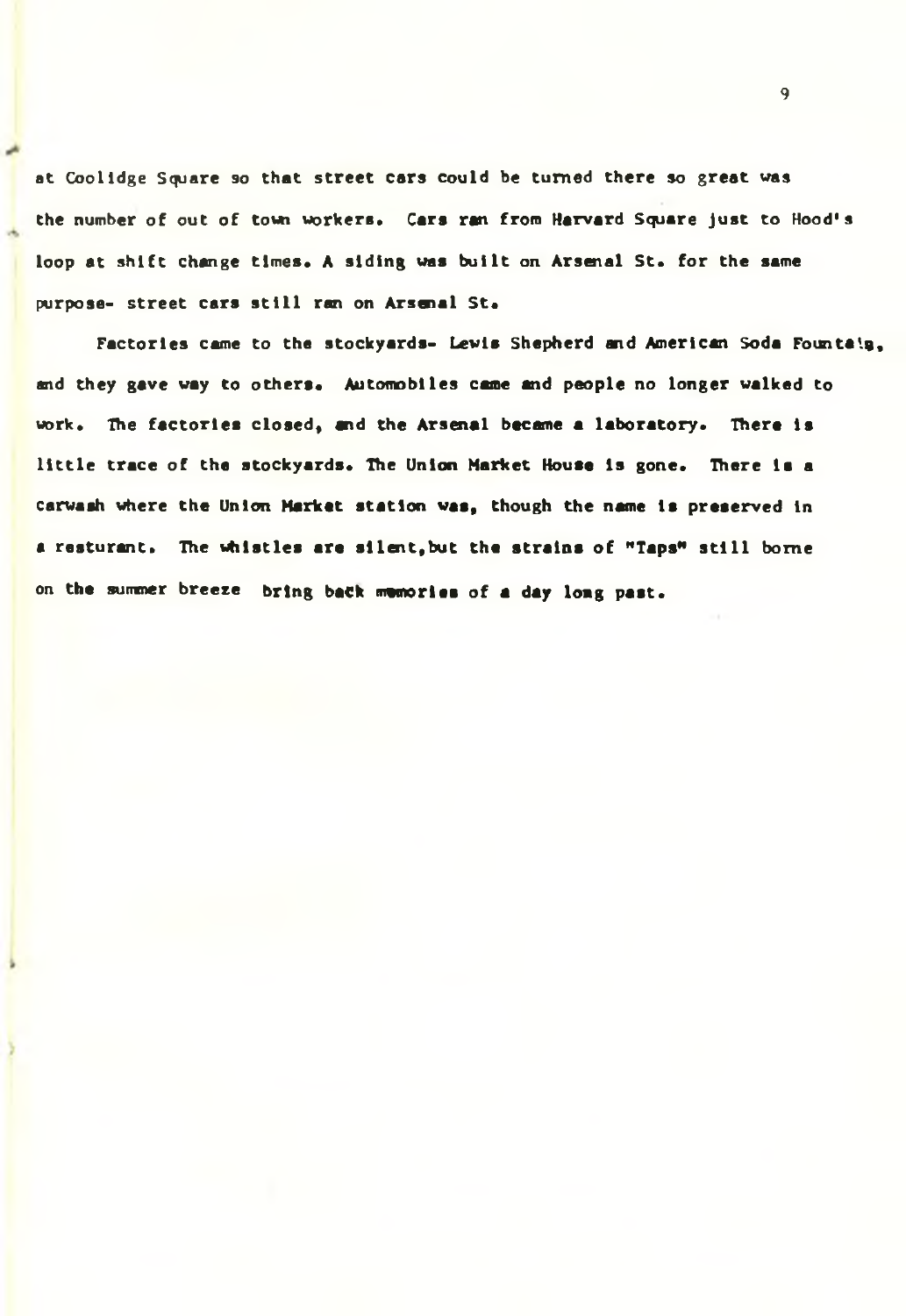at Coolidge Square so that street cars could be turned there so great was the number of out of town workers. Cars ran from Harvard Square just to Hood's loop at shift change times. A siding was built on Arsenal St. for the same purpose- street cars still ran on Arsenal St.

Factories came to the stockyards- Lewis Shepherd and American Soda Fountain, and they gave way to others. Automobiles came and people no longer walked to work. The factories closed, and the Arsenal became a laboratory. There is little trace of the stockyards. The Union Market House is gone. There is a carwash where the Union Market station was, though the name is preserved in a resturant. The whistles are silent,but the strains of "Taps" still borne on the summer breeze bring back memories of a day long past.